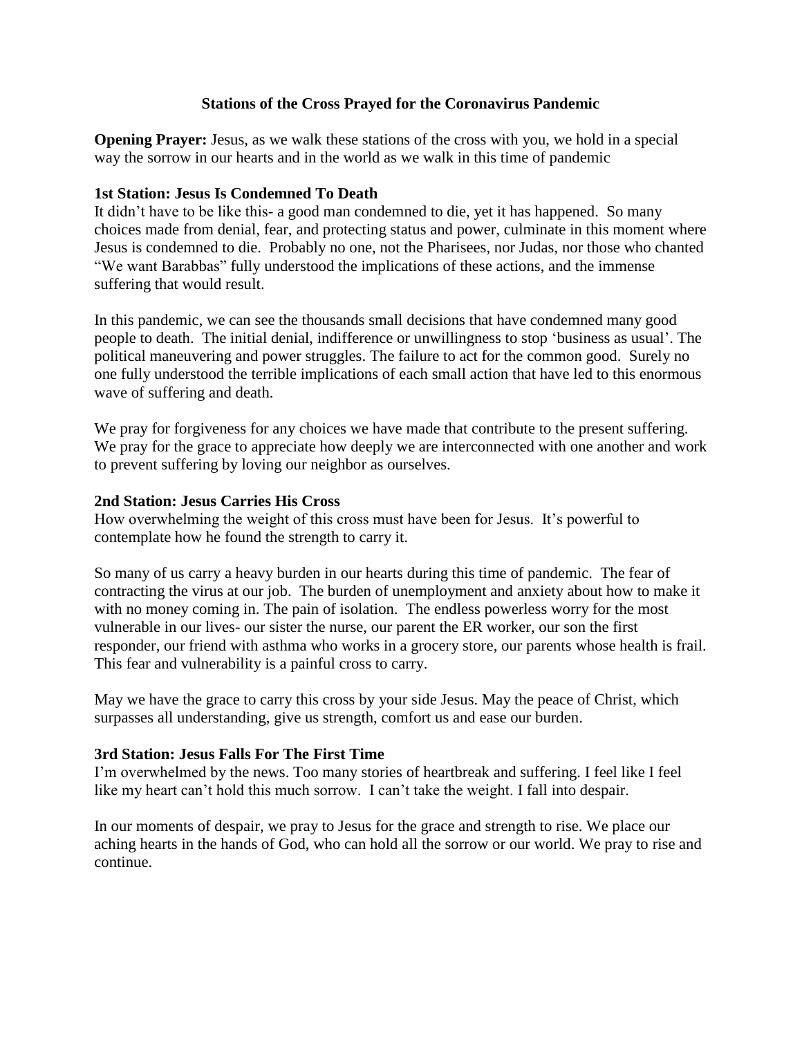# Stations of the Cross Prayed for the Coronavirus Pandemic

**Opening Prayer:** Jesus, as we walk these stations of the cross with you, we hold in a special way the sorrow in our hearts and in the world as we walk in this time of pandemic

## 1st Station: Jesus Is Condemned To Death

It didn't have to be like this- a good man condemned to die, yet it has happened. So many choices made from denial, fear, and protecting status and power, culminate in this moment where Jesus is condemned to die. Probably no one, not the Pharisees, nor Judas, nor those who chanted "We want Barabbas" fully understood the implications of these actions, and the immense suffering that would result.

In this pandemic, we can see the thousands small decisions that have condemned many good people to death. The initial denial, indifference or unwillingness to stop 'business as usual'. The political maneuvering and power struggles. The failure to act for the common good. Surely no one fully understood the terrible implications of each small action that have led to this enormous wave of suffering and death.

We pray for forgiveness for any choices we have made that contribute to the present suffering. We pray for the grace to appreciate how deeply we are interconnected with one another and work to prevent suffering by loving our neighbor as ourselves.

## 2nd Station: Jesus Carries His Cross

How overwhelming the weight of this cross must have been for Jesus. It's powerful to contemplate how he found the strength to carry it.

So many of us carry a heavy burden in our hearts during this time of pandemic. The fear of contracting the virus at our job. The burden of unemployment and anxiety about how to make it with no money coming in. The pain of isolation. The endless powerless worry for the most vulnerable in our lives- our sister the nurse, our parent the ER worker, our son the first responder, our friend with asthma who works in a grocery store, our parents whose health is frail. This fear and vulnerability is a painful cross to carry.

May we have the grace to carry this cross by your side Jesus. May the peace of Christ, which surpasses all understanding, give us strength, comfort us and ease our burden.

## 3rd Station: Jesus Falls For The First Time

I'm overwhelmed by the news. Too many stories of heartbreak and suffering. I feel like I feel like my heart can't hold this much sorrow. I can't take the weight. I fall into despair.

In our moments of despair, we pray to Jesus for the grace and strength to rise. We place our aching hearts in the hands of God, who can hold all the sorrow or our world. We pray to rise and continue.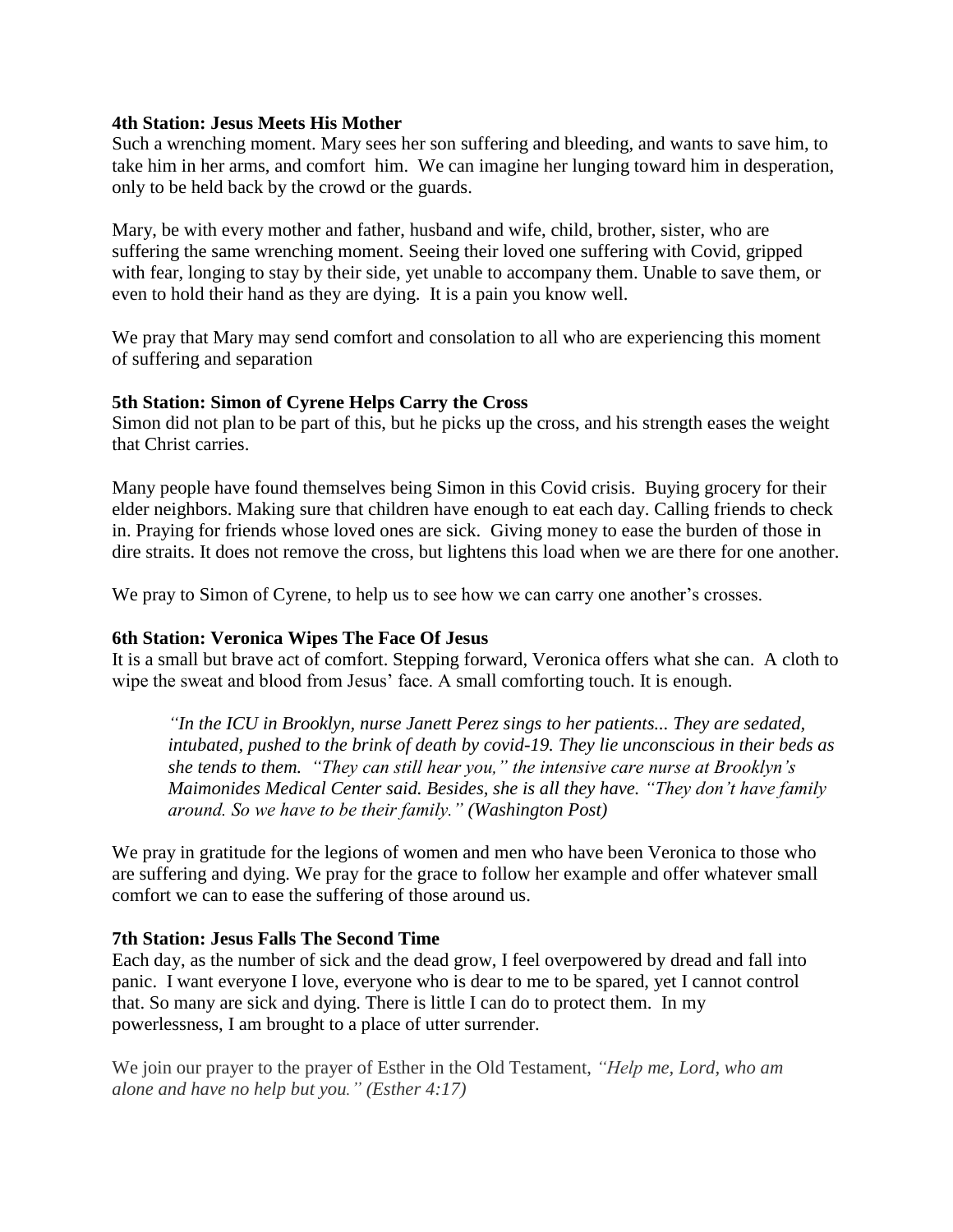**4th Station: Jesus Meets His Mother**

Such a wrenching moment. Mary sees her son suffering and bleeding, and wants to save him, to take him in her arms, and comfort him. We can imagine her lunging toward him in desperation, only to be held back by the crowd or the guards.

Mary, be with every mother and father, husband and wife, child, brother, sister, who are suffering the same wrenching moment. Seeing their loved one suffering with Covid, gripped with fear, longing to stay by their side, yet unable to accompany them. Unable to save them, or even to hold their hand as they are dying. It is a pain you know well.

We pray that Mary may send comfort and consolation to all who are experiencing this moment of suffering and separation

**5th Station: Simon of Cyrene Helps Carry the Cross**

Simon did not plan to be part of this, but he picks up the cross, and his strength eases the weight that Christ carries.

Many people have found themselves being Simon in this Covid crisis. Buying grocery for their elder neighbors. Making sure that children have enough to eat each day. Calling friends to check in. Praying for friends whose loved ones are sick. Giving money to ease the burden of those in dire straits. It does not remove the cross, but lightens this load when we are there for one another.

We pray to Simon of Cyrene, to help us to see how we can carry one another's crosses.

**6th Station: Veronica Wipes The Face Of Jesus**

It is a small but brave act of comfort. Stepping forward, Veronica offers what she can. A cloth to wipe the sweat and blood from Jesus' face. A small comforting touch. It is enough.

> *"In the ICU in Brooklyn, nurse Janett Perez sings to her patients... They are sedated, intubated, pushed to the brink of death by covid-19. They lie unconscious in their beds as she tends to them. "They can still hear you," the intensive care nurse at Brooklyn's Maimonides Medical Center said. Besides, she is all they have. "They don't have family around. So we have to be their family." (Washington Post)*

We pray in gratitude for the legions of women and men who have been Veronica to those who are suffering and dying. We pray for the grace to follow her example and offer whatever small comfort we can to ease the suffering of those around us.

**7th Station: Jesus Falls The Second Time**

Each day, as the number of sick and the dead grow, I feel overpowered by dread and fall into panic. I want everyone I love, everyone who is dear to me to be spared, yet I cannot control that. So many are sick and dying. There is little I can do to protect them. In my powerlessness, I am brought to a place of utter surrender.

We join our prayer to the prayer of Esther in the Old Testament, *"Help me, Lord, who am alone and have no help but you." (Esther 4:17)*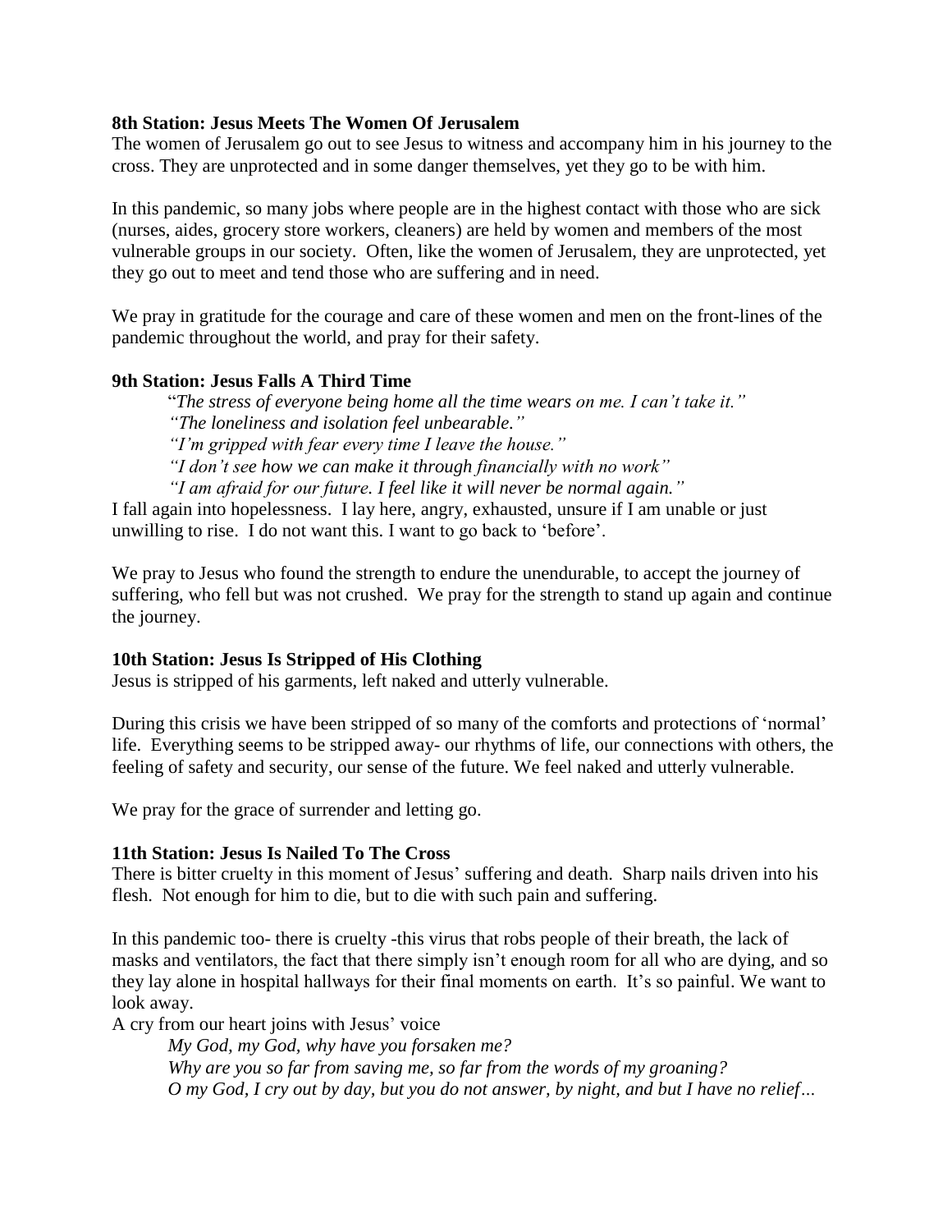**8th Station: Jesus Meets The Women Of Jerusalem**

The women of Jerusalem go out to see Jesus to witness and accompany him in his journey to the cross. They are unprotected and in some danger themselves, yet they go to be with him.

In this pandemic, so many jobs where people are in the highest contact with those who are sick (nurses, aides, grocery store workers, cleaners) are held by women and members of the most vulnerable groups in our society. Often, like the women of Jerusalem, they are unprotected, yet they go out to meet and tend those who are suffering and in need.

We pray in gratitude for the courage and care of these women and men on the front-lines of the pandemic throughout the world, and pray for their safety.

**9th Station: Jesus Falls A Third Time**

> *"The stress of everyone being home all the time wears on me. I can't take it."*
> *"The loneliness and isolation feel unbearable."*
> *"I'm gripped with fear every time I leave the house."*
> *"I don't see how we can make it through financially with no work"*
> *"I am afraid for our future. I feel like it will never be normal again."*

I fall again into hopelessness. I lay here, angry, exhausted, unsure if I am unable or just unwilling to rise. I do not want this. I want to go back to 'before'.

We pray to Jesus who found the strength to endure the unendurable, to accept the journey of suffering, who fell but was not crushed. We pray for the strength to stand up again and continue the journey.

**10th Station: Jesus Is Stripped of His Clothing**

Jesus is stripped of his garments, left naked and utterly vulnerable.

During this crisis we have been stripped of so many of the comforts and protections of 'normal' life. Everything seems to be stripped away- our rhythms of life, our connections with others, the feeling of safety and security, our sense of the future. We feel naked and utterly vulnerable.

We pray for the grace of surrender and letting go.

**11th Station: Jesus Is Nailed To The Cross**

There is bitter cruelty in this moment of Jesus' suffering and death. Sharp nails driven into his flesh. Not enough for him to die, but to die with such pain and suffering.

In this pandemic too- there is cruelty -this virus that robs people of their breath, the lack of masks and ventilators, the fact that there simply isn't enough room for all who are dying, and so they lay alone in hospital hallways for their final moments on earth. It's so painful. We want to look away.

A cry from our heart joins with Jesus' voice

> *My God, my God, why have you forsaken me?*
> *Why are you so far from saving me, so far from the words of my groaning?*
> *O my God, I cry out by day, but you do not answer, by night, and but I have no relief…*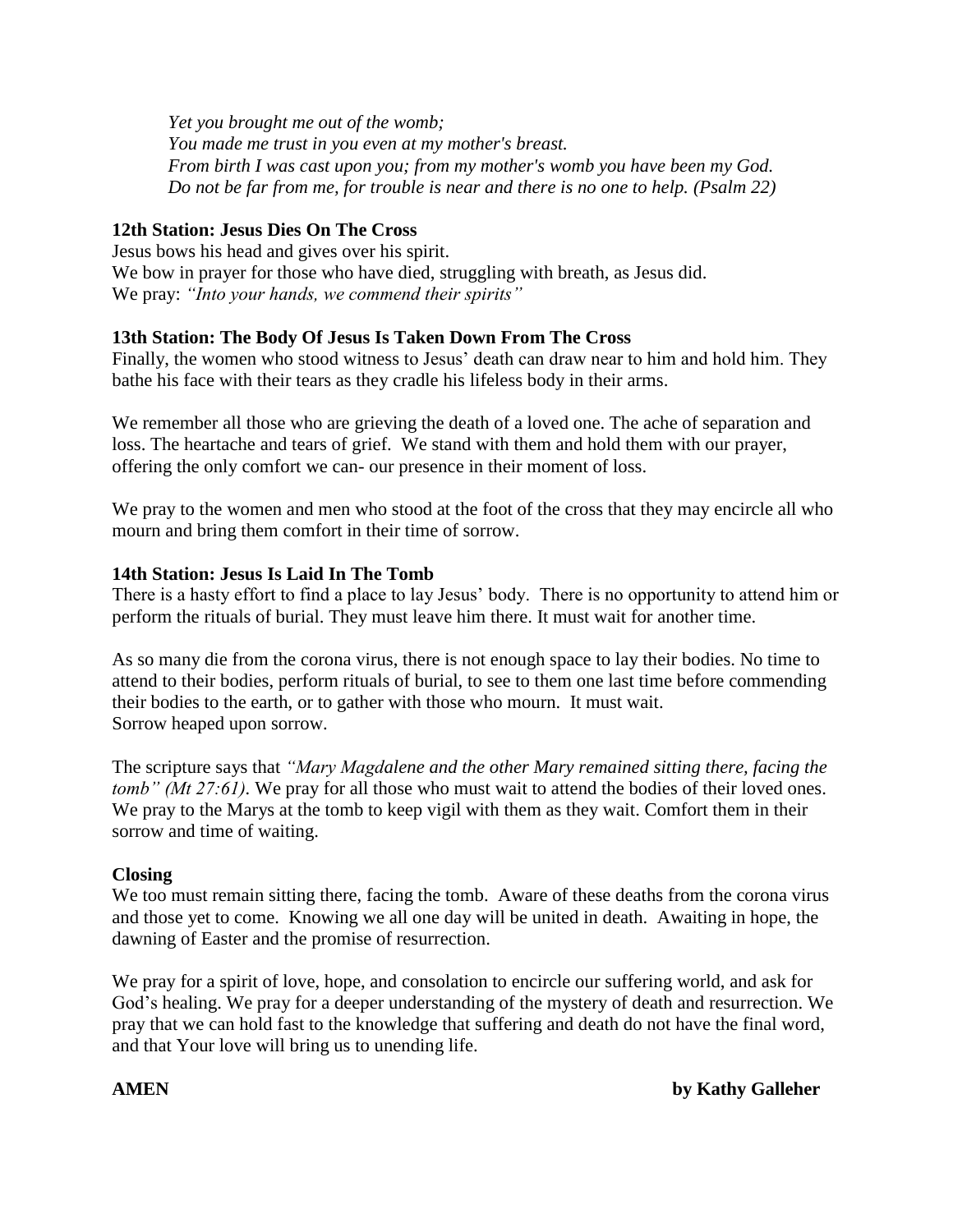*Yet you brought me out of the womb;*
*You made me trust in you even at my mother's breast.*
*From birth I was cast upon you; from my mother's womb you have been my God.*
*Do not be far from me, for trouble is near and there is no one to help. (Psalm 22)*

**12th Station: Jesus Dies On The Cross**
Jesus bows his head and gives over his spirit.
We bow in prayer for those who have died, struggling with breath, as Jesus did.
We pray: *"Into your hands, we commend their spirits"*

**13th Station: The Body Of Jesus Is Taken Down From The Cross**
Finally, the women who stood witness to Jesus' death can draw near to him and hold him. They bathe his face with their tears as they cradle his lifeless body in their arms.

We remember all those who are grieving the death of a loved one. The ache of separation and loss. The heartache and tears of grief. We stand with them and hold them with our prayer, offering the only comfort we can- our presence in their moment of loss.

We pray to the women and men who stood at the foot of the cross that they may encircle all who mourn and bring them comfort in their time of sorrow.

**14th Station: Jesus Is Laid In The Tomb**
There is a hasty effort to find a place to lay Jesus' body. There is no opportunity to attend him or perform the rituals of burial. They must leave him there. It must wait for another time.

As so many die from the corona virus, there is not enough space to lay their bodies. No time to attend to their bodies, perform rituals of burial, to see to them one last time before commending their bodies to the earth, or to gather with those who mourn. It must wait.
Sorrow heaped upon sorrow.

The scripture says that *"Mary Magdalene and the other Mary remained sitting there, facing the tomb" (Mt 27:61)*. We pray for all those who must wait to attend the bodies of their loved ones. We pray to the Marys at the tomb to keep vigil with them as they wait. Comfort them in their sorrow and time of waiting.

**Closing**
We too must remain sitting there, facing the tomb. Aware of these deaths from the corona virus and those yet to come. Knowing we all one day will be united in death. Awaiting in hope, the dawning of Easter and the promise of resurrection.

We pray for a spirit of love, hope, and consolation to encircle our suffering world, and ask for God's healing. We pray for a deeper understanding of the mystery of death and resurrection. We pray that we can hold fast to the knowledge that suffering and death do not have the final word, and that Your love will bring us to unending life.

**AMEN** **by Kathy Galleher**